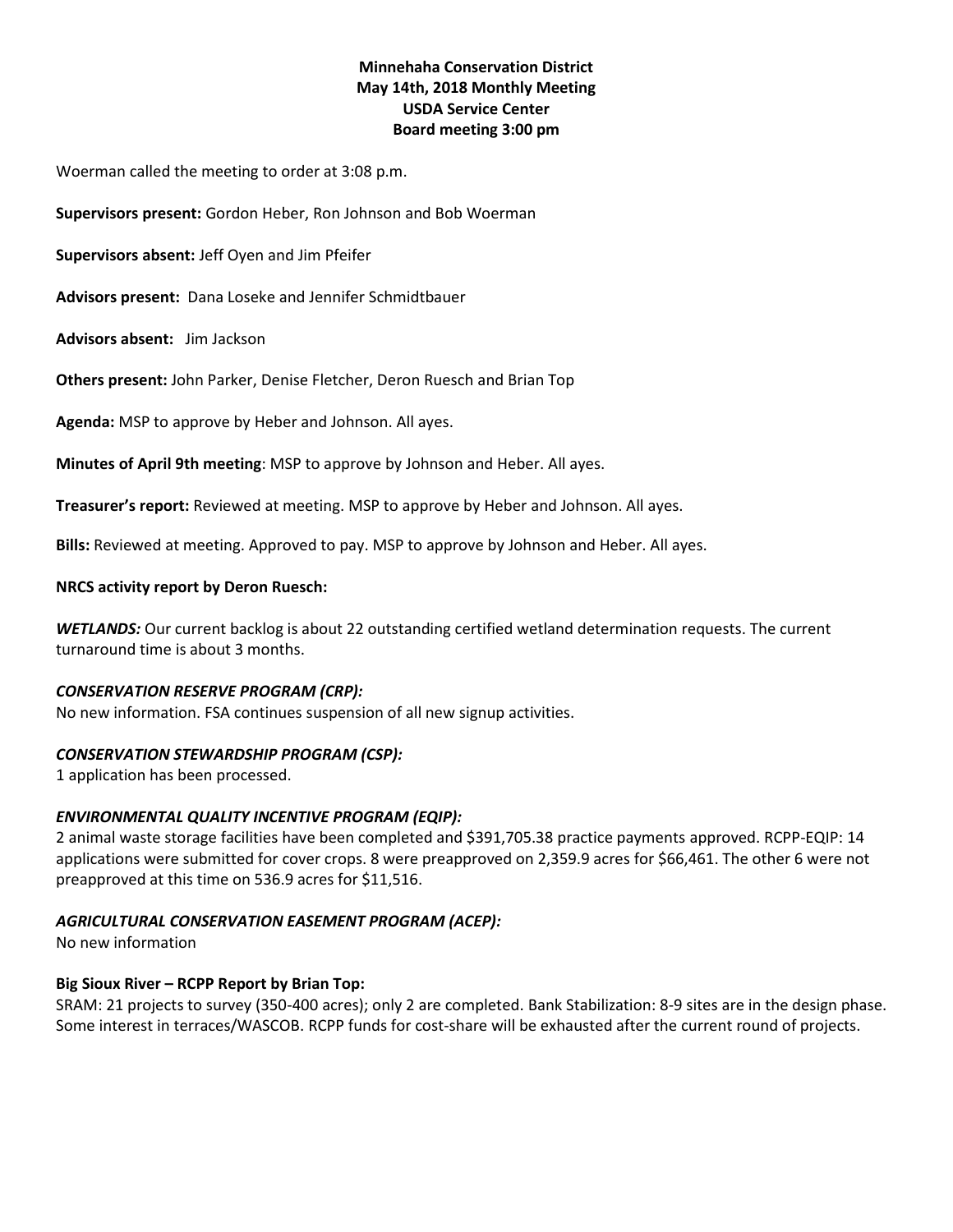**Minnehaha Conservation District**
**May 14th, 2018 Monthly Meeting**
**USDA Service Center**
**Board meeting 3:00 pm**

Woerman called the meeting to order at 3:08 p.m.

**Supervisors present:** Gordon Heber, Ron Johnson and Bob Woerman

**Supervisors absent:** Jeff Oyen and Jim Pfeifer

**Advisors present:** Dana Loseke and Jennifer Schmidtbauer

**Advisors absent:** Jim Jackson

**Others present:** John Parker, Denise Fletcher, Deron Ruesch and Brian Top

**Agenda:** MSP to approve by Heber and Johnson. All ayes.

**Minutes of April 9th meeting**: MSP to approve by Johnson and Heber. All ayes.

**Treasurer's report:** Reviewed at meeting. MSP to approve by Heber and Johnson. All ayes.

**Bills:** Reviewed at meeting. Approved to pay. MSP to approve by Johnson and Heber. All ayes.

**NRCS activity report by Deron Ruesch:**

***WETLANDS:*** Our current backlog is about 22 outstanding certified wetland determination requests. The current turnaround time is about 3 months.

***CONSERVATION RESERVE PROGRAM (CRP):***
No new information. FSA continues suspension of all new signup activities.

***CONSERVATION STEWARDSHIP PROGRAM (CSP):***
1 application has been processed.

***ENVIRONMENTAL QUALITY INCENTIVE PROGRAM (EQIP):***
2 animal waste storage facilities have been completed and $391,705.38 practice payments approved. RCPP-EQIP: 14 applications were submitted for cover crops. 8 were preapproved on 2,359.9 acres for $66,461. The other 6 were not preapproved at this time on 536.9 acres for $11,516.

***AGRICULTURAL CONSERVATION EASEMENT PROGRAM (ACEP):***
No new information

**Big Sioux River – RCPP Report by Brian Top:**
SRAM: 21 projects to survey (350-400 acres); only 2 are completed. Bank Stabilization: 8-9 sites are in the design phase. Some interest in terraces/WASCOB. RCPP funds for cost-share will be exhausted after the current round of projects.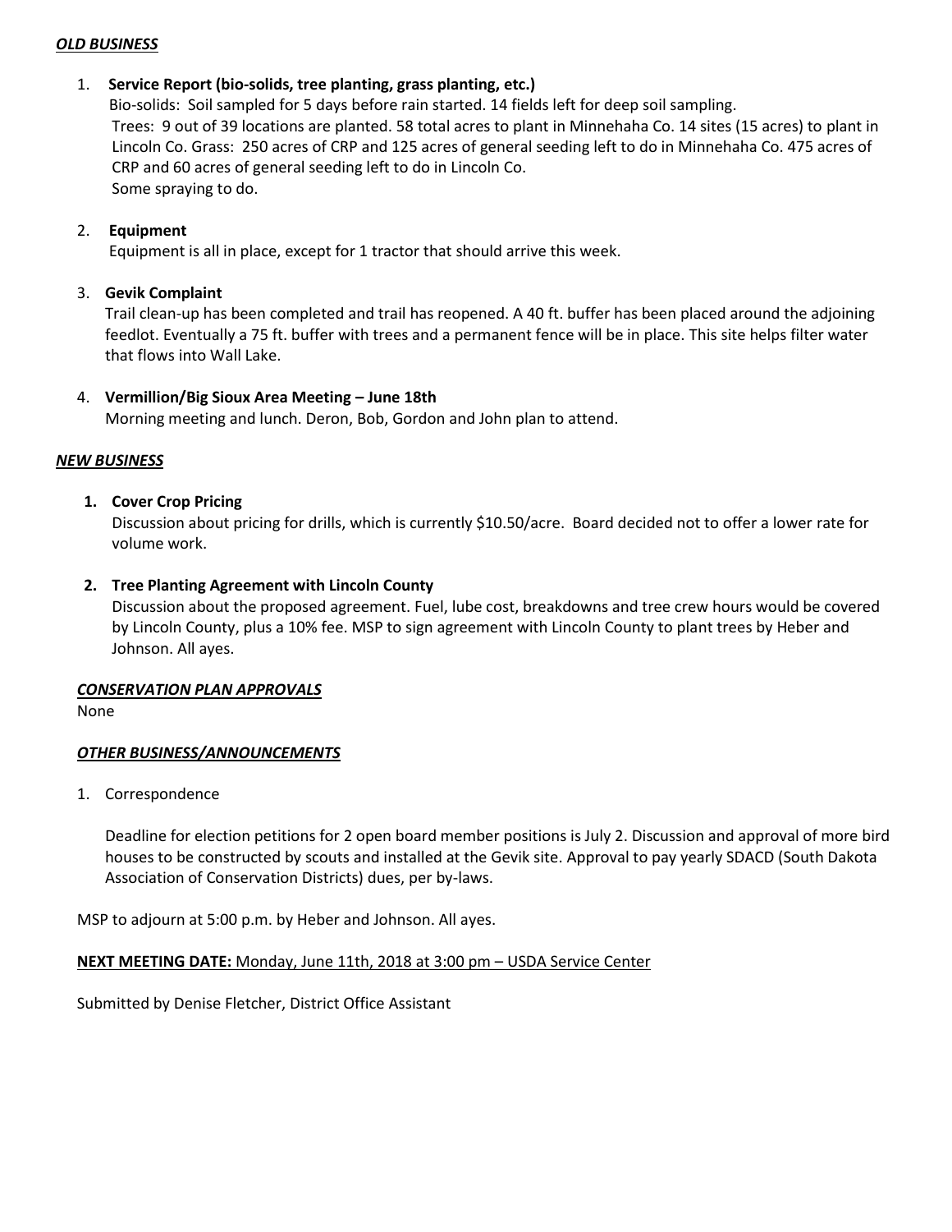***OLD BUSINESS***

1. **Service Report (bio-solids, tree planting, grass planting, etc.)**
   Bio-solids: Soil sampled for 5 days before rain started. 14 fields left for deep soil sampling.
   Trees: 9 out of 39 locations are planted. 58 total acres to plant in Minnehaha Co. 14 sites (15 acres) to plant in Lincoln Co. Grass: 250 acres of CRP and 125 acres of general seeding left to do in Minnehaha Co. 475 acres of CRP and 60 acres of general seeding left to do in Lincoln Co.
   Some spraying to do.

2. **Equipment**
   Equipment is all in place, except for 1 tractor that should arrive this week.

3. **Gevik Complaint**
   Trail clean-up has been completed and trail has reopened. A 40 ft. buffer has been placed around the adjoining feedlot. Eventually a 75 ft. buffer with trees and a permanent fence will be in place. This site helps filter water that flows into Wall Lake.

4. **Vermillion/Big Sioux Area Meeting – June 18th**
   Morning meeting and lunch. Deron, Bob, Gordon and John plan to attend.

***NEW BUSINESS***

1. **Cover Crop Pricing**
   Discussion about pricing for drills, which is currently $10.50/acre. Board decided not to offer a lower rate for volume work.

2. **Tree Planting Agreement with Lincoln County**
   Discussion about the proposed agreement. Fuel, lube cost, breakdowns and tree crew hours would be covered by Lincoln County, plus a 10% fee. MSP to sign agreement with Lincoln County to plant trees by Heber and Johnson. All ayes.

***CONSERVATION PLAN APPROVALS***

None

***OTHER BUSINESS/ANNOUNCEMENTS***

1. Correspondence

   Deadline for election petitions for 2 open board member positions is July 2. Discussion and approval of more bird houses to be constructed by scouts and installed at the Gevik site. Approval to pay yearly SDACD (South Dakota Association of Conservation Districts) dues, per by-laws.

MSP to adjourn at 5:00 p.m. by Heber and Johnson. All ayes.

**NEXT MEETING DATE:** Monday, June 11th, 2018 at 3:00 pm – USDA Service Center

Submitted by Denise Fletcher, District Office Assistant